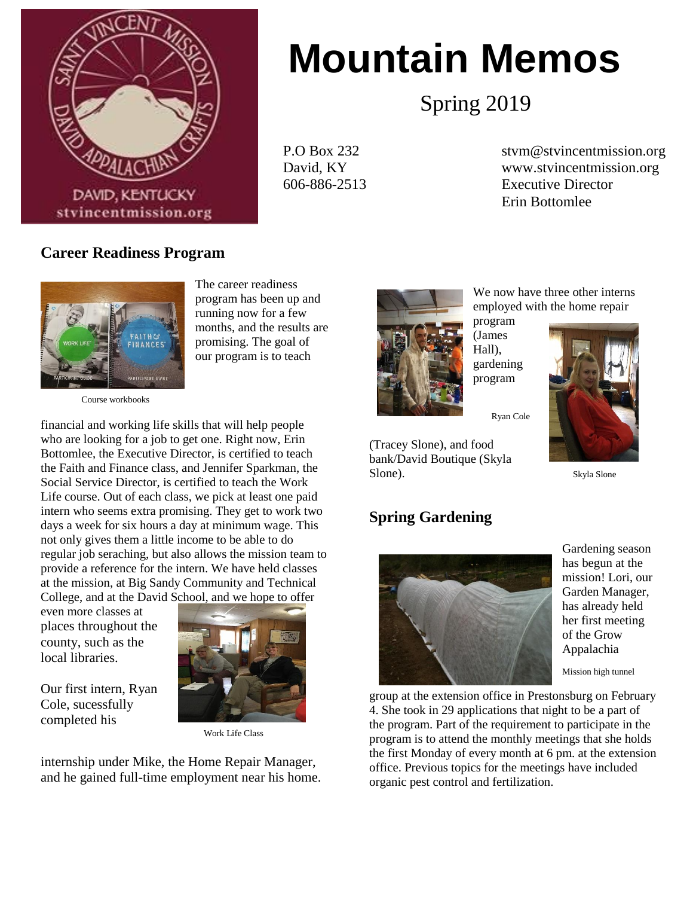# Mountain Memos

Spring 2019

P.O Box 232
David, KY
606-886-2513

stvm@stvincentmission.org
www.stvincentmission.org
Executive Director
Erin Bottomlee

## Career Readiness Program

Course workbooks

The career readiness program has been up and running now for a few months, and the results are promising. The goal of our program is to teach financial and working life skills that will help people who are looking for a job to get one. Right now, Erin Bottomlee, the Executive Director, is certified to teach the Faith and Finance class, and Jennifer Sparkman, the Social Service Director, is certified to teach the Work Life course. Out of each class, we pick at least one paid intern who seems extra promising. They get to work two days a week for six hours a day at minimum wage. This not only gives them a little income to be able to do regular job seraching, but also allows the mission team to provide a reference for the intern. We have held classes at the mission, at Big Sandy Community and Technical College, and at the David School, and we hope to offer even more classes at places throughout the county, such as the local libraries.

Work Life Class

Our first intern, Ryan Cole, sucessfully completed his internship under Mike, the Home Repair Manager, and he gained full-time employment near his home.

Ryan Cole

We now have three other interns employed with the home repair program (James Hall), gardening program (Tracey Slone), and food bank/David Boutique (Skyla Slone).

Skyla Slone

## Spring Gardening

Mission high tunnel

Gardening season has begun at the mission! Lori, our Garden Manager, has already held her first meeting of the Grow Appalachia group at the extension office in Prestonsburg on February 4. She took in 29 applications that night to be a part of the program. Part of the requirement to participate in the program is to attend the monthly meetings that she holds the first Monday of every month at 6 pm. at the extension office. Previous topics for the meetings have included organic pest control and fertilization.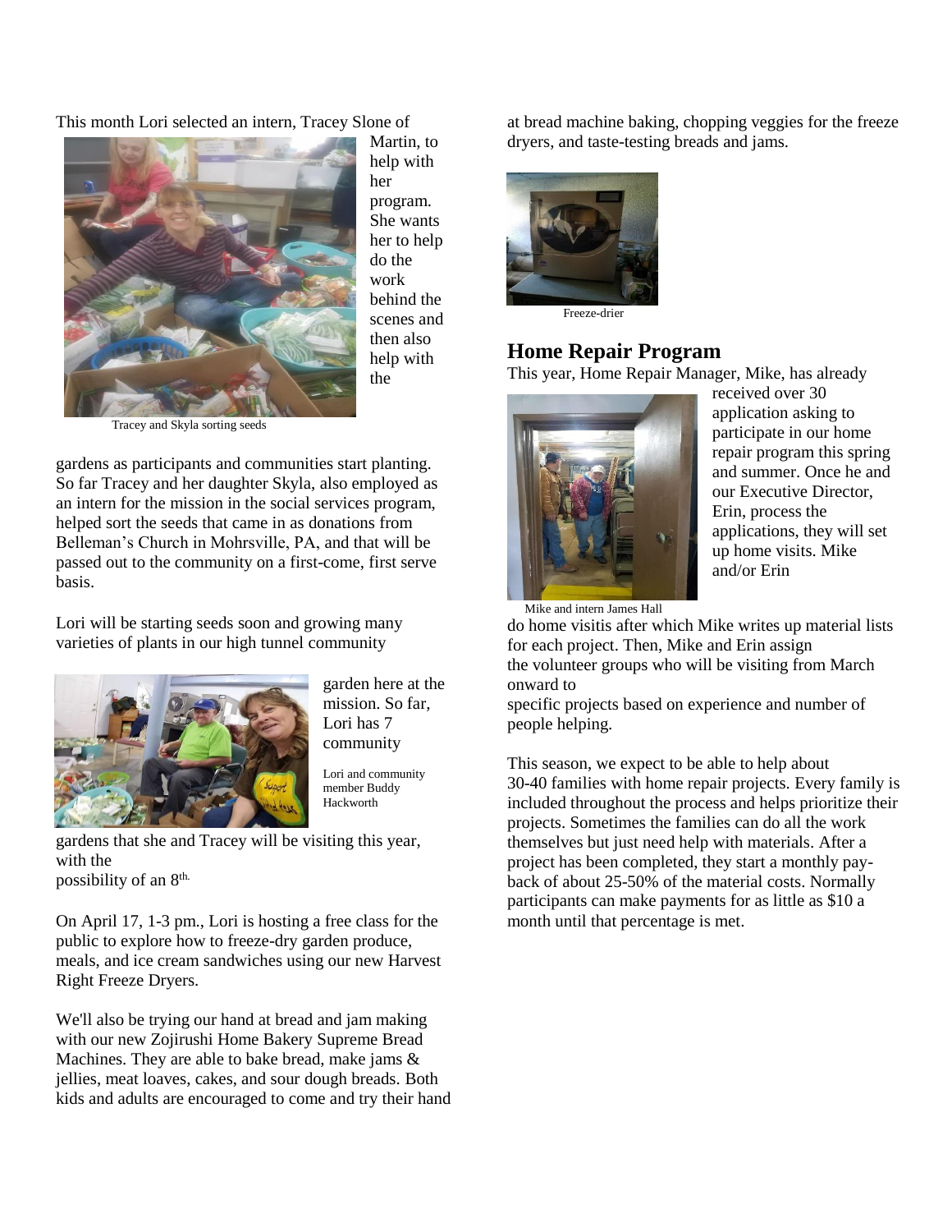This month Lori selected an intern, Tracey Slone of Martin, to help with her program. She wants her to help do the work behind the scenes and then also help with the gardens as participants and communities start planting. So far Tracey and her daughter Skyla, also employed as an intern for the mission in the social services program, helped sort the seeds that came in as donations from Belleman's Church in Mohrsville, PA, and that will be passed out to the community on a first-come, first serve basis.

Tracey and Skyla sorting seeds

Lori will be starting seeds soon and growing many varieties of plants in our high tunnel community garden here at the mission. So far, Lori has 7 community gardens that she and Tracey will be visiting this year, with the possibility of an 8th.

Lori and community member Buddy Hackworth

On April 17, 1-3 pm., Lori is hosting a free class for the public to explore how to freeze-dry garden produce, meals, and ice cream sandwiches using our new Harvest Right Freeze Dryers.

We'll also be trying our hand at bread and jam making with our new Zojirushi Home Bakery Supreme Bread Machines. They are able to bake bread, make jams & jellies, meat loaves, cakes, and sour dough breads. Both kids and adults are encouraged to come and try their hand at bread machine baking, chopping veggies for the freeze dryers, and taste-testing breads and jams.

Freeze-drier

## Home Repair Program

This year, Home Repair Manager, Mike, has already received over 30 application asking to participate in our home repair program this spring and summer. Once he and our Executive Director, Erin, process the applications, they will set up home visits. Mike and/or Erin do home visitis after which Mike writes up material lists for each project. Then, Mike and Erin assign the volunteer groups who will be visiting from March onward to specific projects based on experience and number of people helping.

Mike and intern James Hall

This season, we expect to be able to help about 30-40 families with home repair projects. Every family is included throughout the process and helps prioritize their projects. Sometimes the families can do all the work themselves but just need help with materials. After a project has been completed, they start a monthly pay-back of about 25-50% of the material costs. Normally participants can make payments for as little as $10 a month until that percentage is met.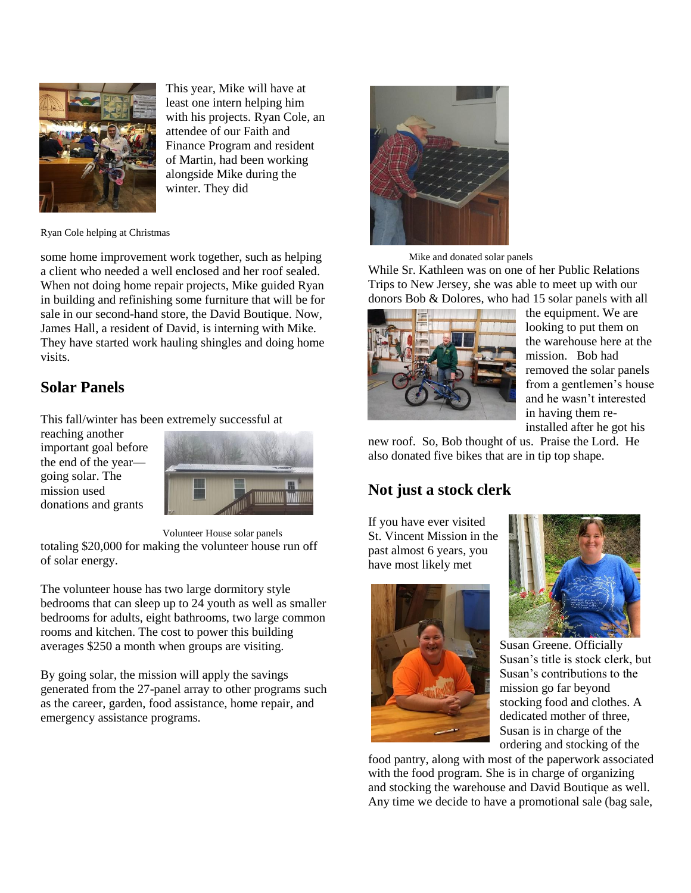This year, Mike will have at least one intern helping him with his projects. Ryan Cole, an attendee of our Faith and Finance Program and resident of Martin, had been working alongside Mike during the winter. They did some home improvement work together, such as helping a client who needed a well enclosed and her roof sealed. When not doing home repair projects, Mike guided Ryan in building and refinishing some furniture that will be for sale in our second-hand store, the David Boutique. Now, James Hall, a resident of David, is interning with Mike. They have started work hauling shingles and doing home visits.

Ryan Cole helping at Christmas

## Solar Panels

This fall/winter has been extremely successful at reaching another important goal before the end of the year—going solar. The mission used donations and grants totaling $20,000 for making the volunteer house run off of solar energy.

Volunteer House solar panels

The volunteer house has two large dormitory style bedrooms that can sleep up to 24 youth as well as smaller bedrooms for adults, eight bathrooms, two large common rooms and kitchen. The cost to power this building averages $250 a month when groups are visiting.

By going solar, the mission will apply the savings generated from the 27-panel array to other programs such as the career, garden, food assistance, home repair, and emergency assistance programs.

Mike and donated solar panels

While Sr. Kathleen was on one of her Public Relations Trips to New Jersey, she was able to meet up with our donors Bob & Dolores, who had 15 solar panels with all the equipment. We are looking to put them on the warehouse here at the mission. Bob had removed the solar panels from a gentlemen's house and he wasn't interested in having them re-installed after he got his new roof. So, Bob thought of us. Praise the Lord. He also donated five bikes that are in tip top shape.

## Not just a stock clerk

If you have ever visited St. Vincent Mission in the past almost 6 years, you have most likely met Susan Greene. Officially Susan's title is stock clerk, but Susan's contributions to the mission go far beyond stocking food and clothes. A dedicated mother of three, Susan is in charge of the ordering and stocking of the food pantry, along with most of the paperwork associated with the food program. She is in charge of organizing and stocking the warehouse and David Boutique as well. Any time we decide to have a promotional sale (bag sale,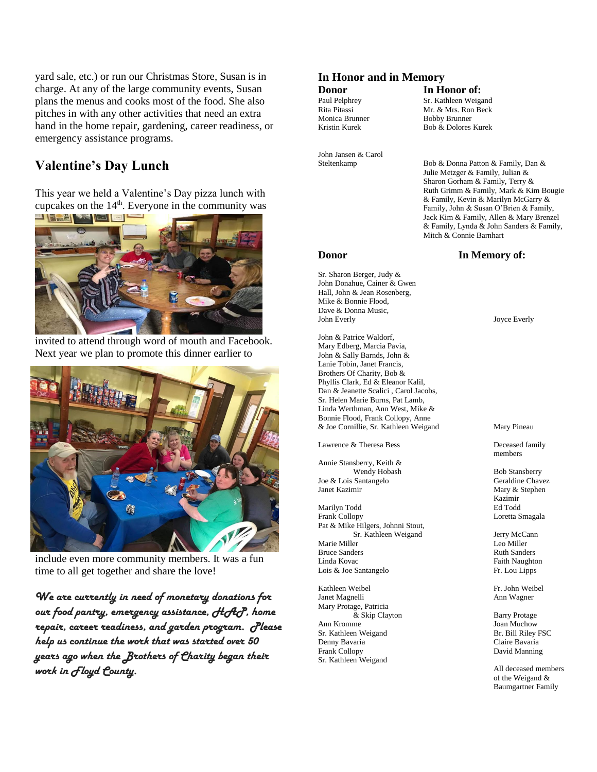yard sale, etc.) or run our Christmas Store, Susan is in charge. At any of the large community events, Susan plans the menus and cooks most of the food. She also pitches in with any other activities that need an extra hand in the home repair, gardening, career readiness, or emergency assistance programs.

## Valentine's Day Lunch

This year we held a Valentine's Day pizza lunch with cupcakes on the 14th. Everyone in the community was invited to attend through word of mouth and Facebook. Next year we plan to promote this dinner earlier to include even more community members. It was a fun time to all get together and share the love!

***We are currently in need of monetary donations for our food pantry, emergency assistance, HAP, home repair, career readiness, and garden program. Please help us continue the work that was started over 50 years ago when the Brothers of Charity began their work in Floyd County.***

## In Honor and in Memory

| Donor | In Honor of: |
|---|---|
| Paul Pelphrey | Sr. Kathleen Weigand |
| Rita Pitassi | Mr. & Mrs. Ron Beck |
| Monica Brunner | Bobby Brunner |
| Kristin Kurek | Bob & Dolores Kurek |
| John Jansen & Carol Steltenkamp | Bob & Donna Patton & Family, Dan & Julie Metzger & Family, Julian & Sharon Gorham & Family, Terry & Ruth Grimm & Family, Mark & Kim Bougie & Family, Kevin & Marilyn McGarry & Family, John & Susan O'Brien & Family, Jack Kim & Family, Allen & Mary Brenzel & Family, Lynda & John Sanders & Family, Mitch & Connie Barnhart |

| Donor | In Memory of: |
|---|---|
| Sr. Sharon Berger, Judy & John Donahue, Cainer & Gwen Hall, John & Jean Rosenberg, Mike & Bonnie Flood, Dave & Donna Music, John Everly | Joyce Everly |
| John & Patrice Waldorf, Mary Edberg, Marcia Pavia, John & Sally Barnds, John & Lanie Tobin, Janet Francis, Brothers Of Charity, Bob & Phyllis Clark, Ed & Eleanor Kalil, Dan & Jeanette Scalici , Carol Jacobs, Sr. Helen Marie Burns, Pat Lamb, Linda Werthman, Ann West, Mike & Bonnie Flood, Frank Collopy, Anne & Joe Cornillie, Sr. Kathleen Weigand | Mary Pineau |
| Lawrence & Theresa Bess | Deceased family members |
| Annie Stansberry, Keith & Wendy Hobash | Bob Stansberry |
| Joe & Lois Santangelo | Geraldine Chavez |
| Janet Kazimir | Mary & Stephen Kazimir |
| Marilyn Todd | Ed Todd |
| Frank Collopy | Loretta Smagala |
| Pat & Mike Hilgers, Johnni Stout, Sr. Kathleen Weigand | Jerry McCann |
| Marie Miller | Leo Miller |
| Bruce Sanders | Ruth Sanders |
| Linda Kovac | Faith Naughton |
| Lois & Joe Santangelo | Fr. Lou Lipps |
| Kathleen Weibel | Fr. John Weibel |
| Janet Magnelli | Ann Wagner |
| Mary Protage, Patricia & Skip Clayton | Barry Protage |
| Ann Kromme | Joan Muchow |
| Sr. Kathleen Weigand | Br. Bill Riley FSC |
| Denny Bavaria | Claire Bavaria |
| Frank Collopy | David Manning |
| Sr. Kathleen Weigand | All deceased members of the Weigand & Baumgartner Family |